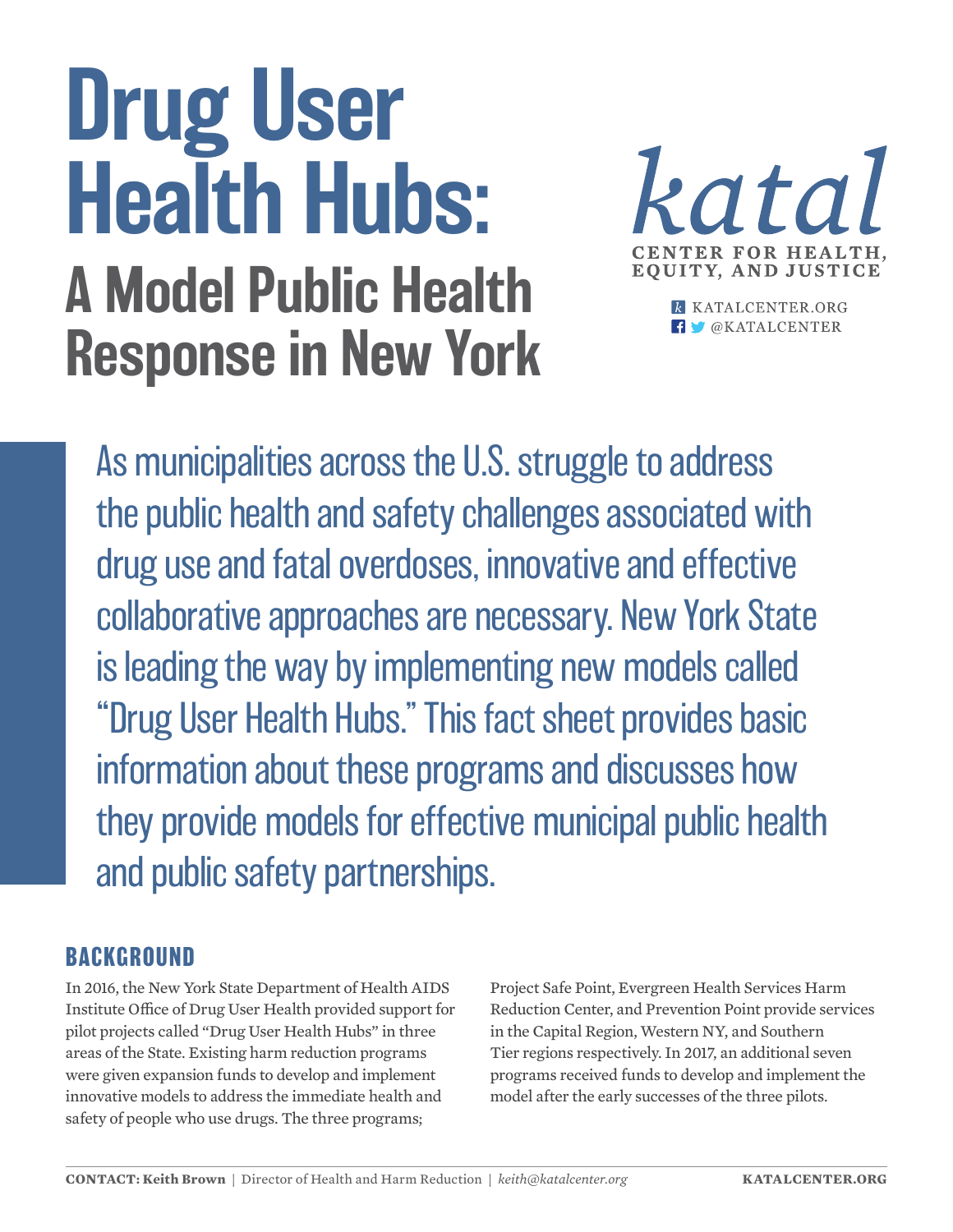# Drug User Health Hubs:

## A Model Public Health Response in New York

*katal*

**CENTER FOR HEALTH, EQUITY, AND JUSTICE**

KATALCENTER.ORG
@KATALCENTER

As municipalities across the U.S. struggle to address the public health and safety challenges associated with drug use and fatal overdoses, innovative and effective collaborative approaches are necessary. New York State is leading the way by implementing new models called "Drug User Health Hubs." This fact sheet provides basic information about these programs and discusses how they provide models for effective municipal public health and public safety partnerships.

### BACKGROUND

In 2016, the New York State Department of Health AIDS Institute Office of Drug User Health provided support for pilot projects called "Drug User Health Hubs" in three areas of the State. Existing harm reduction programs were given expansion funds to develop and implement innovative models to address the immediate health and safety of people who use drugs. The three programs; Project Safe Point, Evergreen Health Services Harm Reduction Center, and Prevention Point provide services in the Capital Region, Western NY, and Southern Tier regions respectively. In 2017, an additional seven programs received funds to develop and implement the model after the early successes of the three pilots.

**CONTACT: Keith Brown** | Director of Health and Harm Reduction | *keith@katalcenter.org*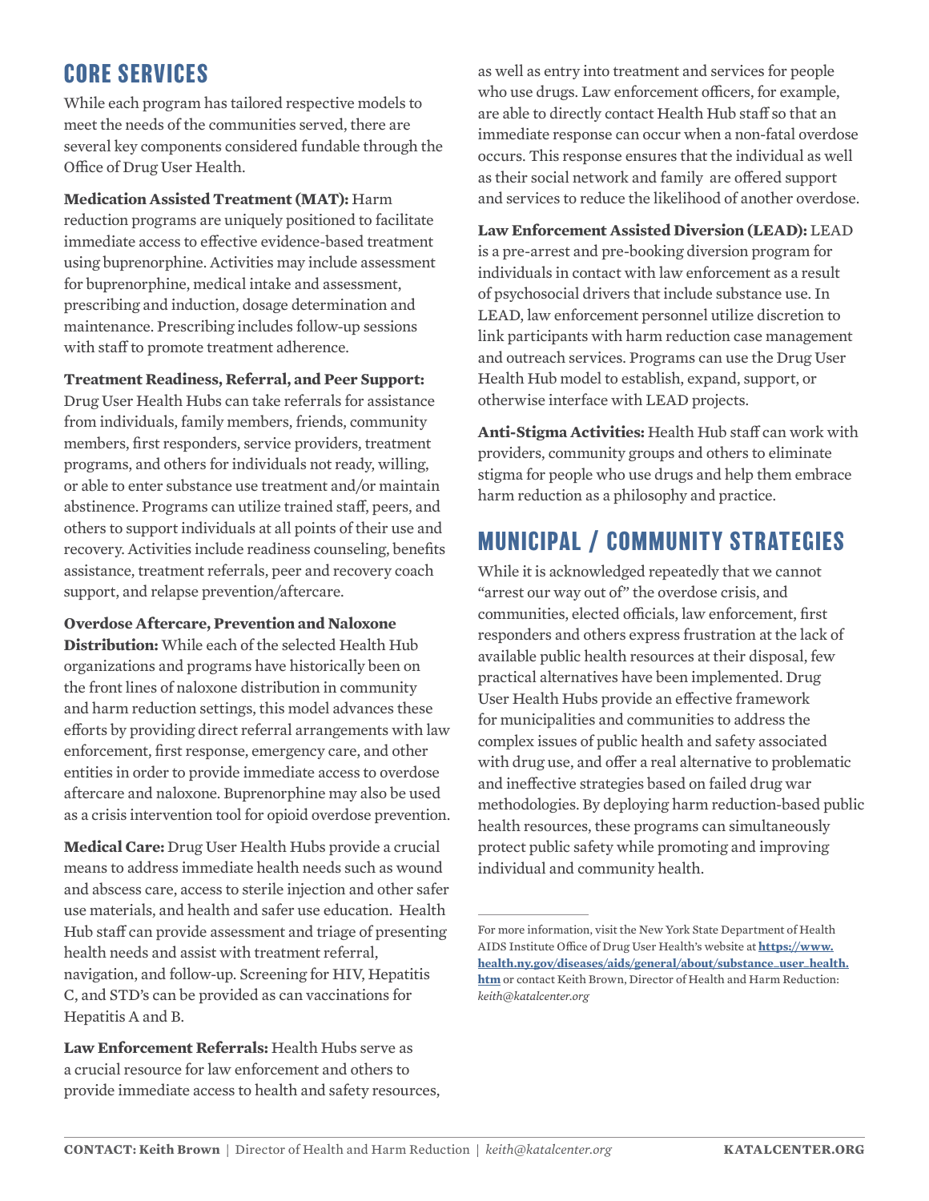## CORE SERVICES

While each program has tailored respective models to meet the needs of the communities served, there are several key components considered fundable through the Office of Drug User Health.

**Medication Assisted Treatment (MAT):** Harm reduction programs are uniquely positioned to facilitate immediate access to effective evidence-based treatment using buprenorphine. Activities may include assessment for buprenorphine, medical intake and assessment, prescribing and induction, dosage determination and maintenance. Prescribing includes follow-up sessions with staff to promote treatment adherence.

**Treatment Readiness, Referral, and Peer Support:** Drug User Health Hubs can take referrals for assistance from individuals, family members, friends, community members, first responders, service providers, treatment programs, and others for individuals not ready, willing, or able to enter substance use treatment and/or maintain abstinence. Programs can utilize trained staff, peers, and others to support individuals at all points of their use and recovery. Activities include readiness counseling, benefits assistance, treatment referrals, peer and recovery coach support, and relapse prevention/aftercare.

**Overdose Aftercare, Prevention and Naloxone Distribution:** While each of the selected Health Hub organizations and programs have historically been on the front lines of naloxone distribution in community and harm reduction settings, this model advances these efforts by providing direct referral arrangements with law enforcement, first response, emergency care, and other entities in order to provide immediate access to overdose aftercare and naloxone. Buprenorphine may also be used as a crisis intervention tool for opioid overdose prevention.

**Medical Care:** Drug User Health Hubs provide a crucial means to address immediate health needs such as wound and abscess care, access to sterile injection and other safer use materials, and health and safer use education. Health Hub staff can provide assessment and triage of presenting health needs and assist with treatment referral, navigation, and follow-up. Screening for HIV, Hepatitis C, and STD's can be provided as can vaccinations for Hepatitis A and B.

**Law Enforcement Referrals:** Health Hubs serve as a crucial resource for law enforcement and others to provide immediate access to health and safety resources, as well as entry into treatment and services for people who use drugs. Law enforcement officers, for example, are able to directly contact Health Hub staff so that an immediate response can occur when a non-fatal overdose occurs. This response ensures that the individual as well as their social network and family are offered support and services to reduce the likelihood of another overdose.

**Law Enforcement Assisted Diversion (LEAD):** LEAD is a pre-arrest and pre-booking diversion program for individuals in contact with law enforcement as a result of psychosocial drivers that include substance use. In LEAD, law enforcement personnel utilize discretion to link participants with harm reduction case management and outreach services. Programs can use the Drug User Health Hub model to establish, expand, support, or otherwise interface with LEAD projects.

**Anti-Stigma Activities:** Health Hub staff can work with providers, community groups and others to eliminate stigma for people who use drugs and help them embrace harm reduction as a philosophy and practice.

## MUNICIPAL / COMMUNITY STRATEGIES

While it is acknowledged repeatedly that we cannot "arrest our way out of" the overdose crisis, and communities, elected officials, law enforcement, first responders and others express frustration at the lack of available public health resources at their disposal, few practical alternatives have been implemented. Drug User Health Hubs provide an effective framework for municipalities and communities to address the complex issues of public health and safety associated with drug use, and offer a real alternative to problematic and ineffective strategies based on failed drug war methodologies. By deploying harm reduction-based public health resources, these programs can simultaneously protect public safety while promoting and improving individual and community health.

---

For more information, visit the New York State Department of Health AIDS Institute Office of Drug User Health's website at **https://www.health.ny.gov/diseases/aids/general/about/substance_user_health.htm** or contact Keith Brown, Director of Health and Harm Reduction: *keith@katalcenter.org*

**CONTACT: Keith Brown** | Director of Health and Harm Reduction | *keith@katalcenter.org* **KATALCENTER.ORG**